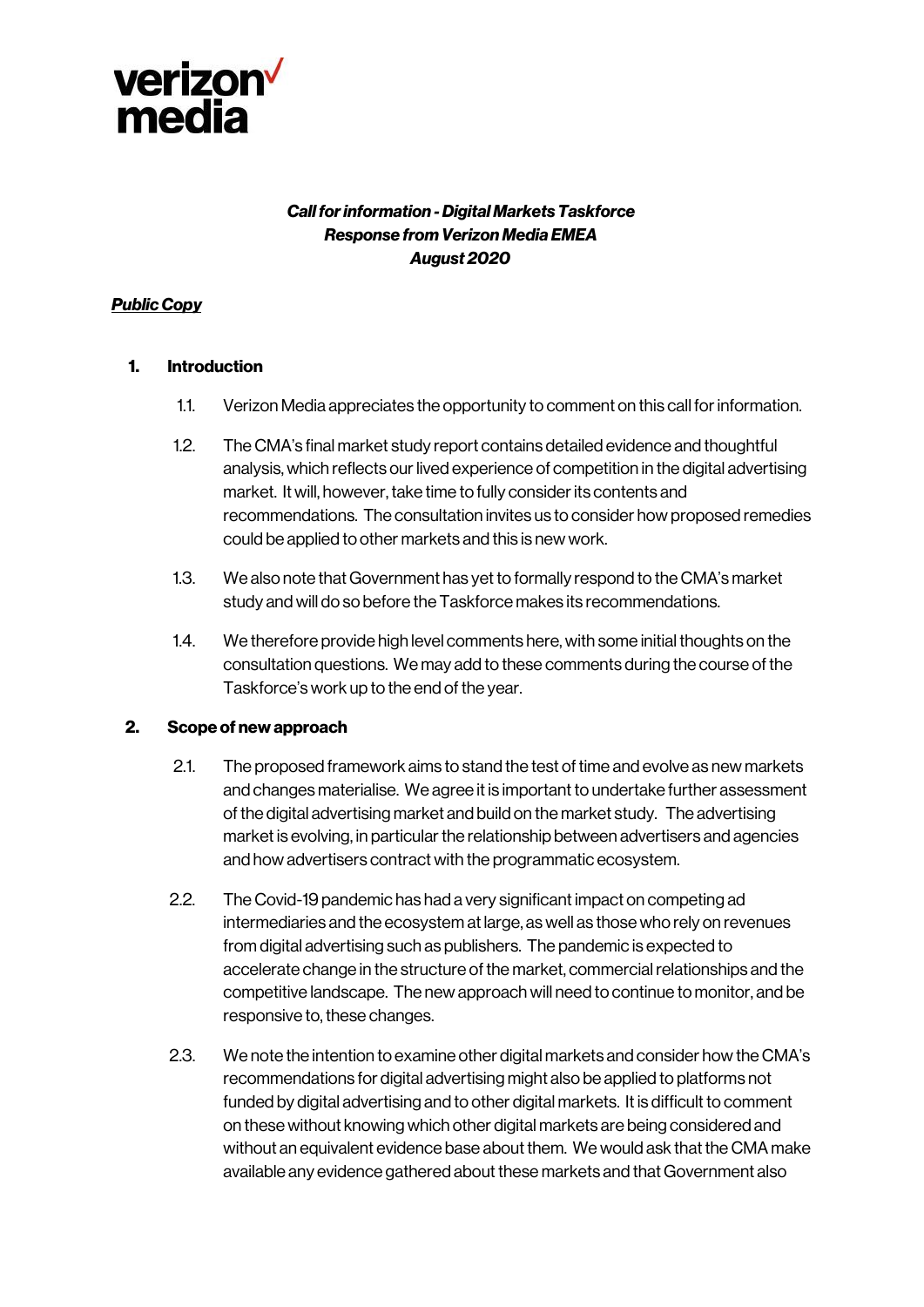verizon√
media

***Call for information - Digital Markets Taskforce***
***Response from Verizon Media EMEA***
***August 2020***

***Public Copy***

## 1. Introduction

1.1. Verizon Media appreciates the opportunity to comment on this call for information.

1.2. The CMA's final market study report contains detailed evidence and thoughtful analysis, which reflects our lived experience of competition in the digital advertising market. It will, however, take time to fully consider its contents and recommendations. The consultation invites us to consider how proposed remedies could be applied to other markets and this is new work.

1.3. We also note that Government has yet to formally respond to the CMA's market study and will do so before the Taskforce makes its recommendations.

1.4. We therefore provide high level comments here, with some initial thoughts on the consultation questions. We may add to these comments during the course of the Taskforce's work up to the end of the year.

## 2. Scope of new approach

2.1. The proposed framework aims to stand the test of time and evolve as new markets and changes materialise. We agree it is important to undertake further assessment of the digital advertising market and build on the market study. The advertising market is evolving, in particular the relationship between advertisers and agencies and how advertisers contract with the programmatic ecosystem.

2.2. The Covid-19 pandemic has had a very significant impact on competing ad intermediaries and the ecosystem at large, as well as those who rely on revenues from digital advertising such as publishers. The pandemic is expected to accelerate change in the structure of the market, commercial relationships and the competitive landscape. The new approach will need to continue to monitor, and be responsive to, these changes.

2.3. We note the intention to examine other digital markets and consider how the CMA's recommendations for digital advertising might also be applied to platforms not funded by digital advertising and to other digital markets. It is difficult to comment on these without knowing which other digital markets are being considered and without an equivalent evidence base about them. We would ask that the CMA make available any evidence gathered about these markets and that Government also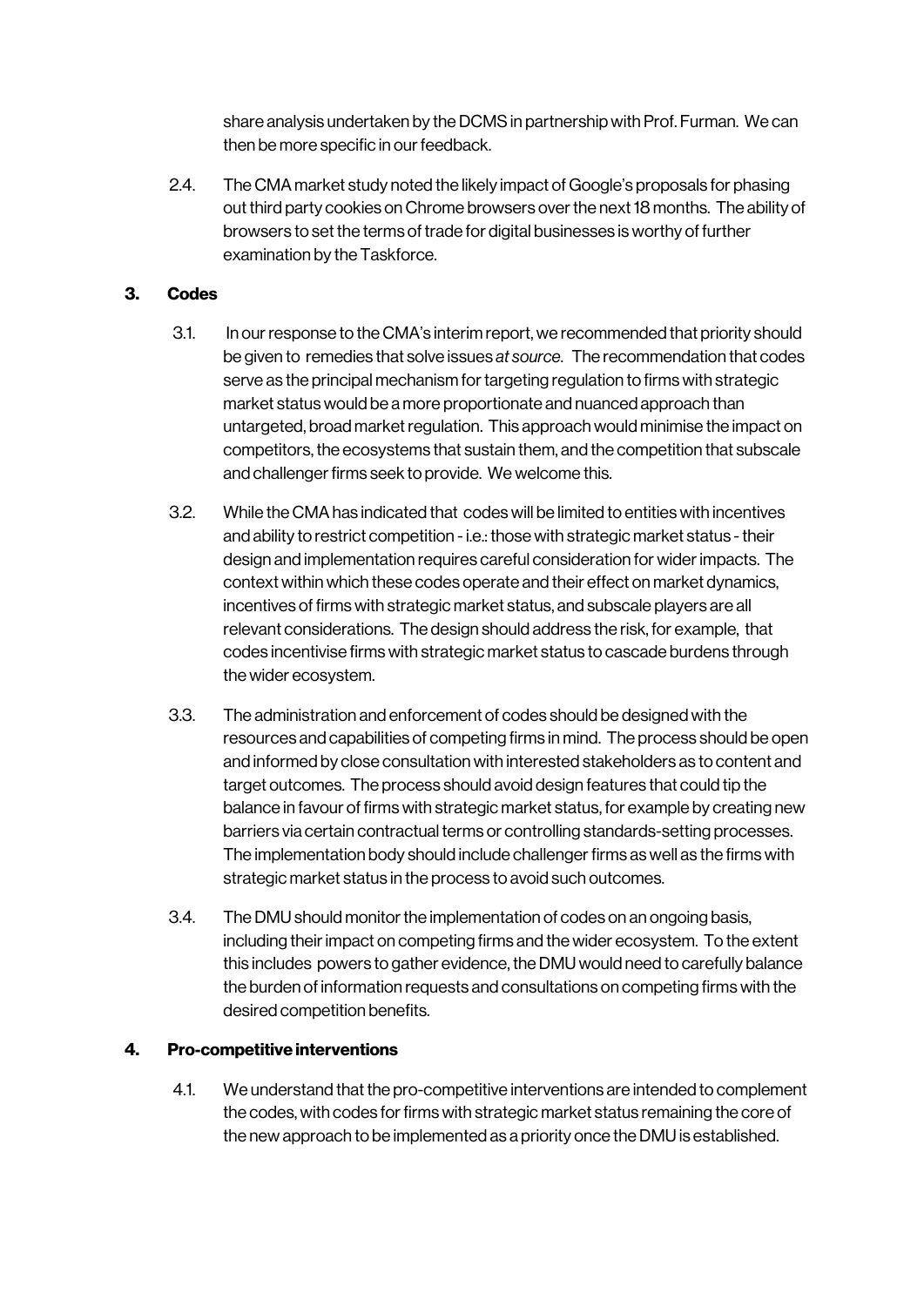share analysis undertaken by the DCMS in partnership with Prof. Furman. We can then be more specific in our feedback.

2.4. The CMA market study noted the likely impact of Google's proposals for phasing out third party cookies on Chrome browsers over the next 18 months. The ability of browsers to set the terms of trade for digital businesses is worthy of further examination by the Taskforce.

## 3. Codes

3.1. In our response to the CMA's interim report, we recommended that priority should be given to remedies that solve issues *at source*. The recommendation that codes serve as the principal mechanism for targeting regulation to firms with strategic market status would be a more proportionate and nuanced approach than untargeted, broad market regulation. This approach would minimise the impact on competitors, the ecosystems that sustain them, and the competition that subscale and challenger firms seek to provide. We welcome this.

3.2. While the CMA has indicated that codes will be limited to entities with incentives and ability to restrict competition - i.e.: those with strategic market status - their design and implementation requires careful consideration for wider impacts. The context within which these codes operate and their effect on market dynamics, incentives of firms with strategic market status, and subscale players are all relevant considerations. The design should address the risk, for example, that codes incentivise firms with strategic market status to cascade burdens through the wider ecosystem.

3.3. The administration and enforcement of codes should be designed with the resources and capabilities of competing firms in mind. The process should be open and informed by close consultation with interested stakeholders as to content and target outcomes. The process should avoid design features that could tip the balance in favour of firms with strategic market status, for example by creating new barriers via certain contractual terms or controlling standards-setting processes. The implementation body should include challenger firms as well as the firms with strategic market status in the process to avoid such outcomes.

3.4. The DMU should monitor the implementation of codes on an ongoing basis, including their impact on competing firms and the wider ecosystem. To the extent this includes powers to gather evidence, the DMU would need to carefully balance the burden of information requests and consultations on competing firms with the desired competition benefits.

## 4. Pro-competitive interventions

4.1. We understand that the pro-competitive interventions are intended to complement the codes, with codes for firms with strategic market status remaining the core of the new approach to be implemented as a priority once the DMU is established.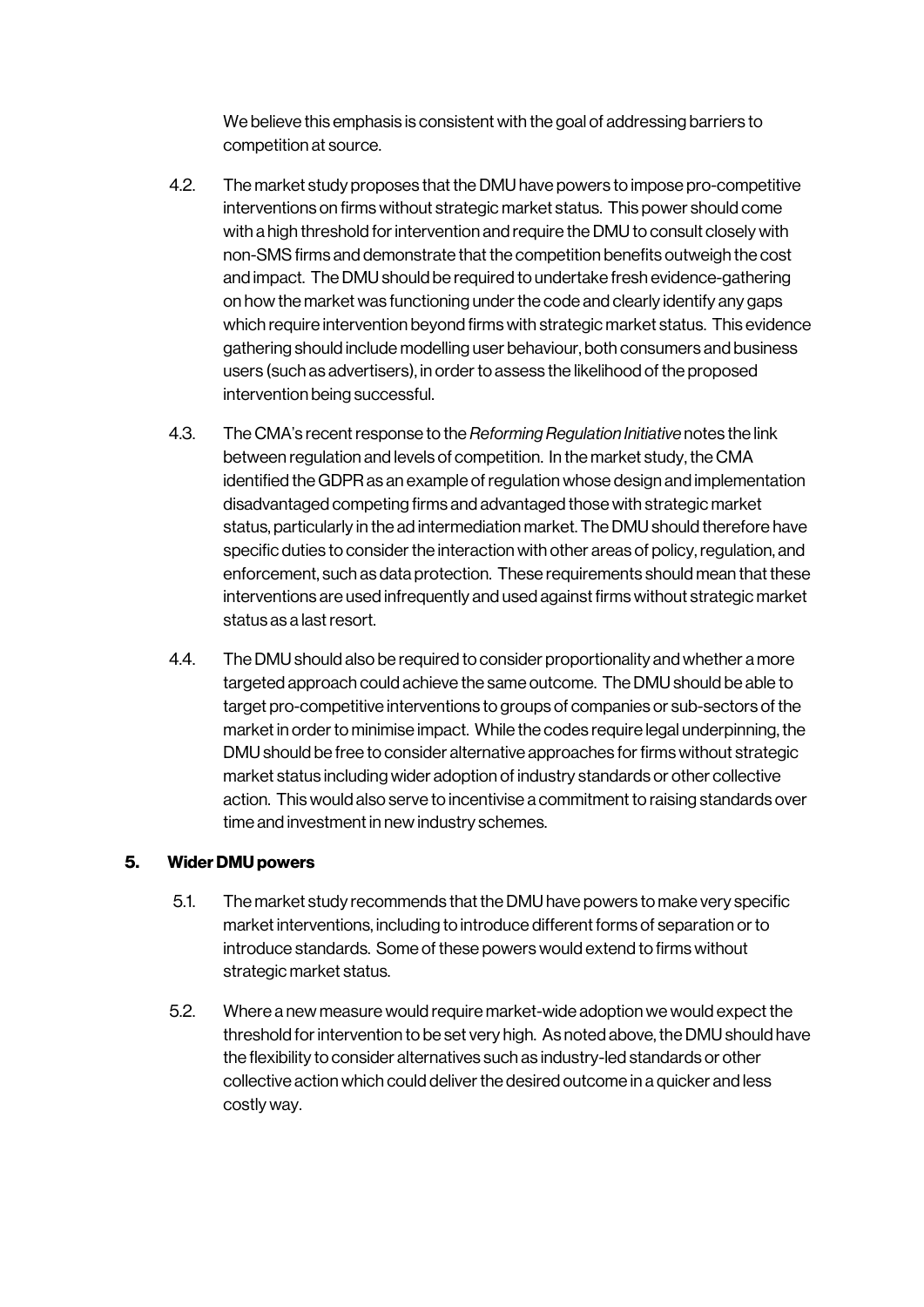We believe this emphasis is consistent with the goal of addressing barriers to competition at source.

4.2. The market study proposes that the DMU have powers to impose pro-competitive interventions on firms without strategic market status. This power should come with a high threshold for intervention and require the DMU to consult closely with non-SMS firms and demonstrate that the competition benefits outweigh the cost and impact. The DMU should be required to undertake fresh evidence-gathering on how the market was functioning under the code and clearly identify any gaps which require intervention beyond firms with strategic market status. This evidence gathering should include modelling user behaviour, both consumers and business users (such as advertisers), in order to assess the likelihood of the proposed intervention being successful.

4.3. The CMA's recent response to the *Reforming Regulation Initiative* notes the link between regulation and levels of competition. In the market study, the CMA identified the GDPR as an example of regulation whose design and implementation disadvantaged competing firms and advantaged those with strategic market status, particularly in the ad intermediation market. The DMU should therefore have specific duties to consider the interaction with other areas of policy, regulation, and enforcement, such as data protection. These requirements should mean that these interventions are used infrequently and used against firms without strategic market status as a last resort.

4.4. The DMU should also be required to consider proportionality and whether a more targeted approach could achieve the same outcome. The DMU should be able to target pro-competitive interventions to groups of companies or sub-sectors of the market in order to minimise impact. While the codes require legal underpinning, the DMU should be free to consider alternative approaches for firms without strategic market status including wider adoption of industry standards or other collective action. This would also serve to incentivise a commitment to raising standards over time and investment in new industry schemes.

## 5. Wider DMU powers

5.1. The market study recommends that the DMU have powers to make very specific market interventions, including to introduce different forms of separation or to introduce standards. Some of these powers would extend to firms without strategic market status.

5.2. Where a new measure would require market-wide adoption we would expect the threshold for intervention to be set very high. As noted above, the DMU should have the flexibility to consider alternatives such as industry-led standards or other collective action which could deliver the desired outcome in a quicker and less costly way.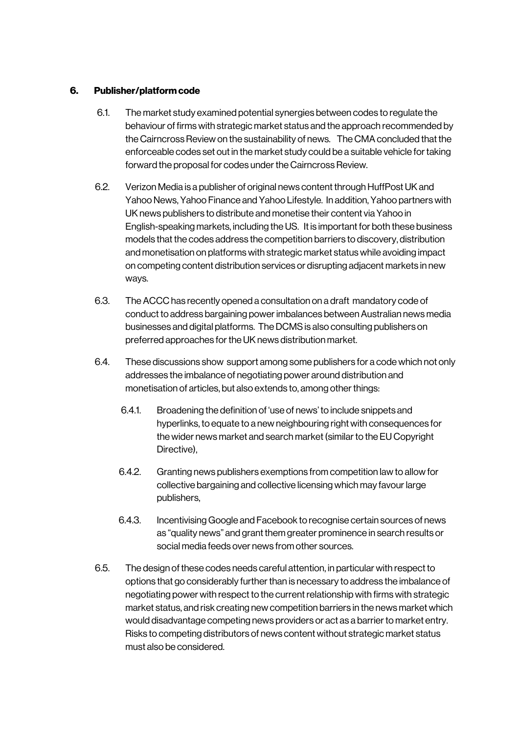## 6. Publisher/platform code

6.1. The market study examined potential synergies between codes to regulate the behaviour of firms with strategic market status and the approach recommended by the Cairncross Review on the sustainability of news. The CMA concluded that the enforceable codes set out in the market study could be a suitable vehicle for taking forward the proposal for codes under the Cairncross Review.

6.2. Verizon Media is a publisher of original news content through HuffPost UK and Yahoo News, Yahoo Finance and Yahoo Lifestyle. In addition, Yahoo partners with UK news publishers to distribute and monetise their content via Yahoo in English-speaking markets, including the US. It is important for both these business models that the codes address the competition barriers to discovery, distribution and monetisation on platforms with strategic market status while avoiding impact on competing content distribution services or disrupting adjacent markets in new ways.

6.3. The ACCC has recently opened a consultation on a draft mandatory code of conduct to address bargaining power imbalances between Australian news media businesses and digital platforms. The DCMS is also consulting publishers on preferred approaches for the UK news distribution market.

6.4. These discussions show support among some publishers for a code which not only addresses the imbalance of negotiating power around distribution and monetisation of articles, but also extends to, among other things:

6.4.1. Broadening the definition of 'use of news' to include snippets and hyperlinks, to equate to a new neighbouring right with consequences for the wider news market and search market (similar to the EU Copyright Directive),

6.4.2. Granting news publishers exemptions from competition law to allow for collective bargaining and collective licensing which may favour large publishers,

6.4.3. Incentivising Google and Facebook to recognise certain sources of news as "quality news" and grant them greater prominence in search results or social media feeds over news from other sources.

6.5. The design of these codes needs careful attention, in particular with respect to options that go considerably further than is necessary to address the imbalance of negotiating power with respect to the current relationship with firms with strategic market status, and risk creating new competition barriers in the news market which would disadvantage competing news providers or act as a barrier to market entry. Risks to competing distributors of news content without strategic market status must also be considered.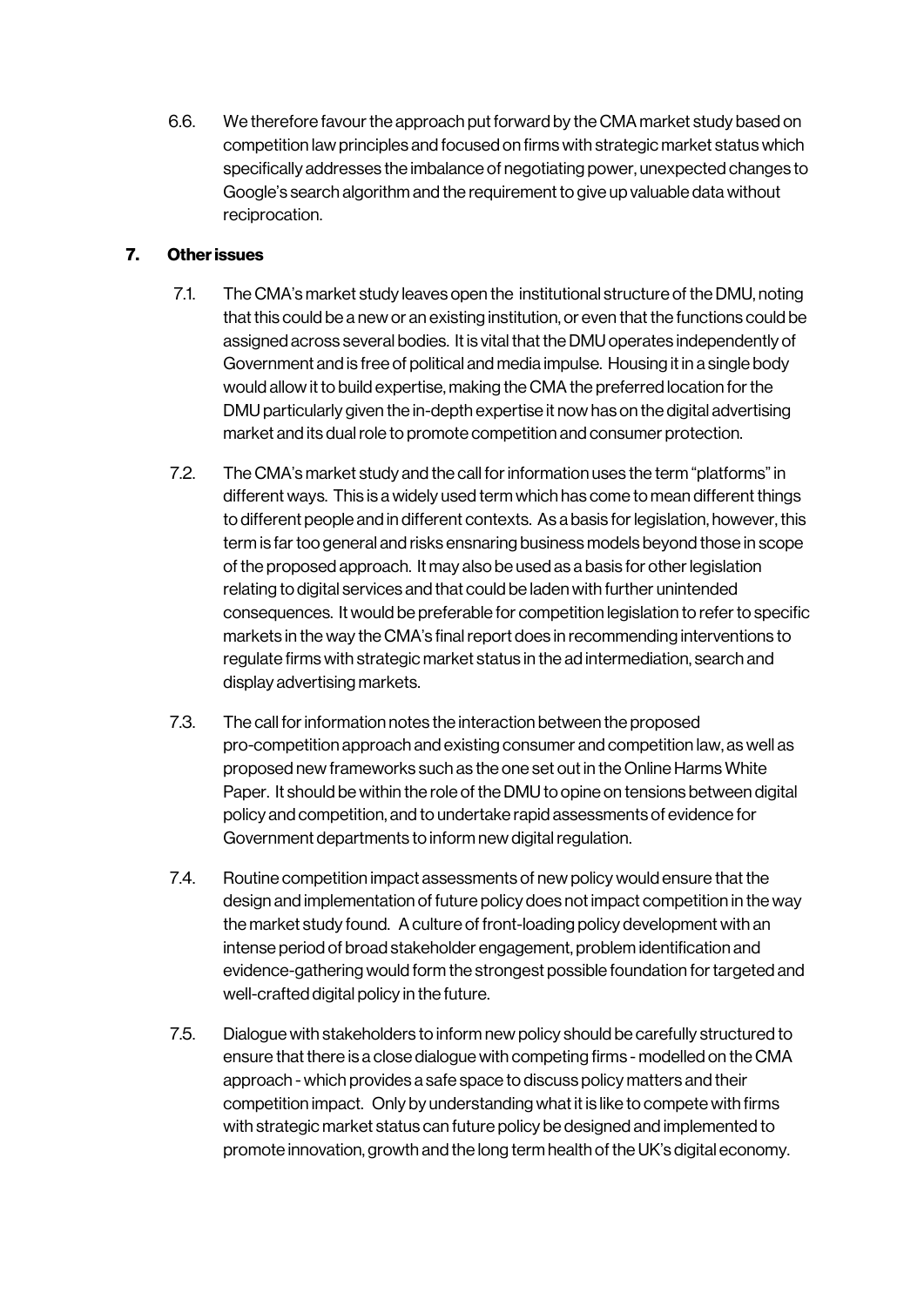6.6. We therefore favour the approach put forward by the CMA market study based on competition law principles and focused on firms with strategic market status which specifically addresses the imbalance of negotiating power, unexpected changes to Google's search algorithm and the requirement to give up valuable data without reciprocation.

## 7. Other issues

7.1. The CMA's market study leaves open the institutional structure of the DMU, noting that this could be a new or an existing institution, or even that the functions could be assigned across several bodies. It is vital that the DMU operates independently of Government and is free of political and media impulse. Housing it in a single body would allow it to build expertise, making the CMA the preferred location for the DMU particularly given the in-depth expertise it now has on the digital advertising market and its dual role to promote competition and consumer protection.

7.2. The CMA's market study and the call for information uses the term "platforms" in different ways. This is a widely used term which has come to mean different things to different people and in different contexts. As a basis for legislation, however, this term is far too general and risks ensnaring business models beyond those in scope of the proposed approach. It may also be used as a basis for other legislation relating to digital services and that could be laden with further unintended consequences. It would be preferable for competition legislation to refer to specific markets in the way the CMA's final report does in recommending interventions to regulate firms with strategic market status in the ad intermediation, search and display advertising markets.

7.3. The call for information notes the interaction between the proposed pro-competition approach and existing consumer and competition law, as well as proposed new frameworks such as the one set out in the Online Harms White Paper. It should be within the role of the DMU to opine on tensions between digital policy and competition, and to undertake rapid assessments of evidence for Government departments to inform new digital regulation.

7.4. Routine competition impact assessments of new policy would ensure that the design and implementation of future policy does not impact competition in the way the market study found. A culture of front-loading policy development with an intense period of broad stakeholder engagement, problem identification and evidence-gathering would form the strongest possible foundation for targeted and well-crafted digital policy in the future.

7.5. Dialogue with stakeholders to inform new policy should be carefully structured to ensure that there is a close dialogue with competing firms - modelled on the CMA approach - which provides a safe space to discuss policy matters and their competition impact. Only by understanding what it is like to compete with firms with strategic market status can future policy be designed and implemented to promote innovation, growth and the long term health of the UK's digital economy.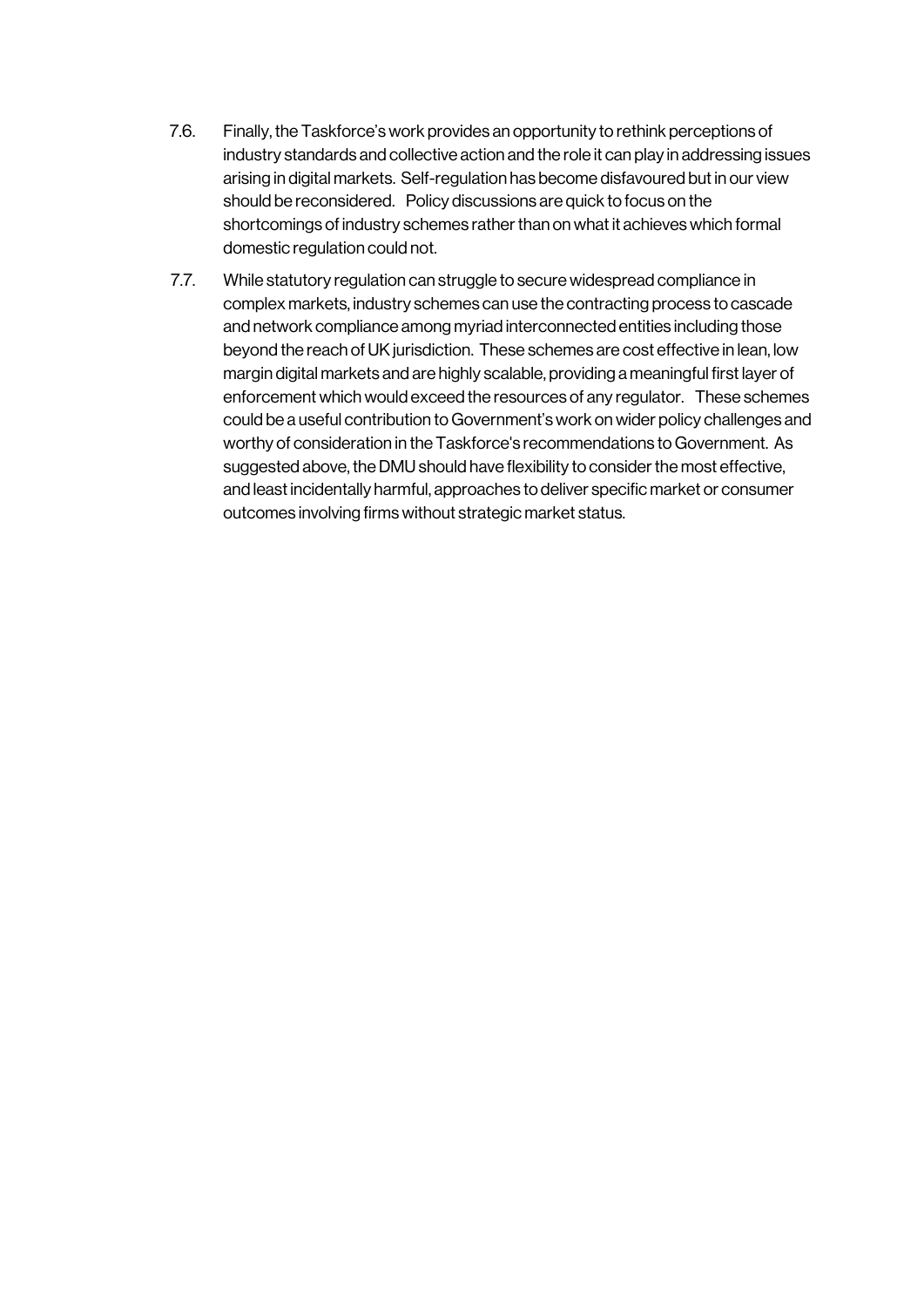7.6. Finally, the Taskforce's work provides an opportunity to rethink perceptions of industry standards and collective action and the role it can play in addressing issues arising in digital markets. Self-regulation has become disfavoured but in our view should be reconsidered. Policy discussions are quick to focus on the shortcomings of industry schemes rather than on what it achieves which formal domestic regulation could not.

7.7. While statutory regulation can struggle to secure widespread compliance in complex markets, industry schemes can use the contracting process to cascade and network compliance among myriad interconnected entities including those beyond the reach of UK jurisdiction. These schemes are cost effective in lean, low margin digital markets and are highly scalable, providing a meaningful first layer of enforcement which would exceed the resources of any regulator. These schemes could be a useful contribution to Government's work on wider policy challenges and worthy of consideration in the Taskforce's recommendations to Government. As suggested above, the DMU should have flexibility to consider the most effective, and least incidentally harmful, approaches to deliver specific market or consumer outcomes involving firms without strategic market status.